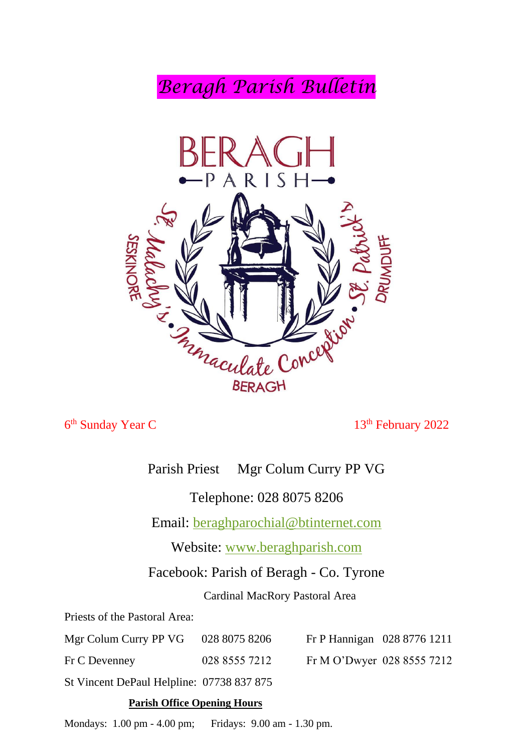# *Beragh Parish Bulletin*

6th Sunday Year C

13th February 2022

Parish Priest Mgr Colum Curry PP VG

Telephone: 028 8075 8206

Email: beraghparochial@btinternet.com

Website: www.beraghparish.com

Facebook: Parish of Beragh - Co. Tyrone

Cardinal MacRory Pastoral Area

Priests of the Pastoral Area:

| | | | |
|---|---|---|---|
| Mgr Colum Curry PP VG | 028 8075 8206 | Fr P Hannigan | 028 8776 1211 |
| Fr C Devenney | 028 8555 7212 | Fr M O'Dwyer | 028 8555 7212 |

St Vincent DePaul Helpline: 07738 837 875

**Parish Office Opening Hours**

Mondays: 1.00 pm - 4.00 pm; Fridays: 9.00 am - 1.30 pm.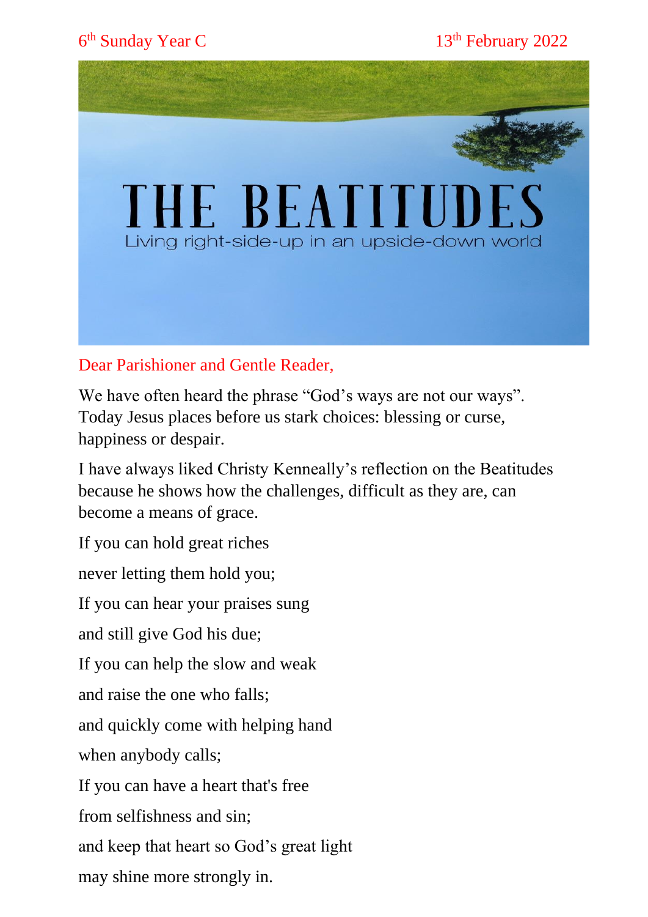6th Sunday Year C 13th February 2022

# THE BEATITUDES

Living right-side-up in an upside-down world

Dear Parishioner and Gentle Reader,

We have often heard the phrase "God's ways are not our ways". Today Jesus places before us stark choices: blessing or curse, happiness or despair.

I have always liked Christy Kenneally's reflection on the Beatitudes because he shows how the challenges, difficult as they are, can become a means of grace.

If you can hold great riches

never letting them hold you;

If you can hear your praises sung

and still give God his due;

If you can help the slow and weak

and raise the one who falls;

and quickly come with helping hand

when anybody calls;

If you can have a heart that's free

from selfishness and sin;

and keep that heart so God's great light

may shine more strongly in.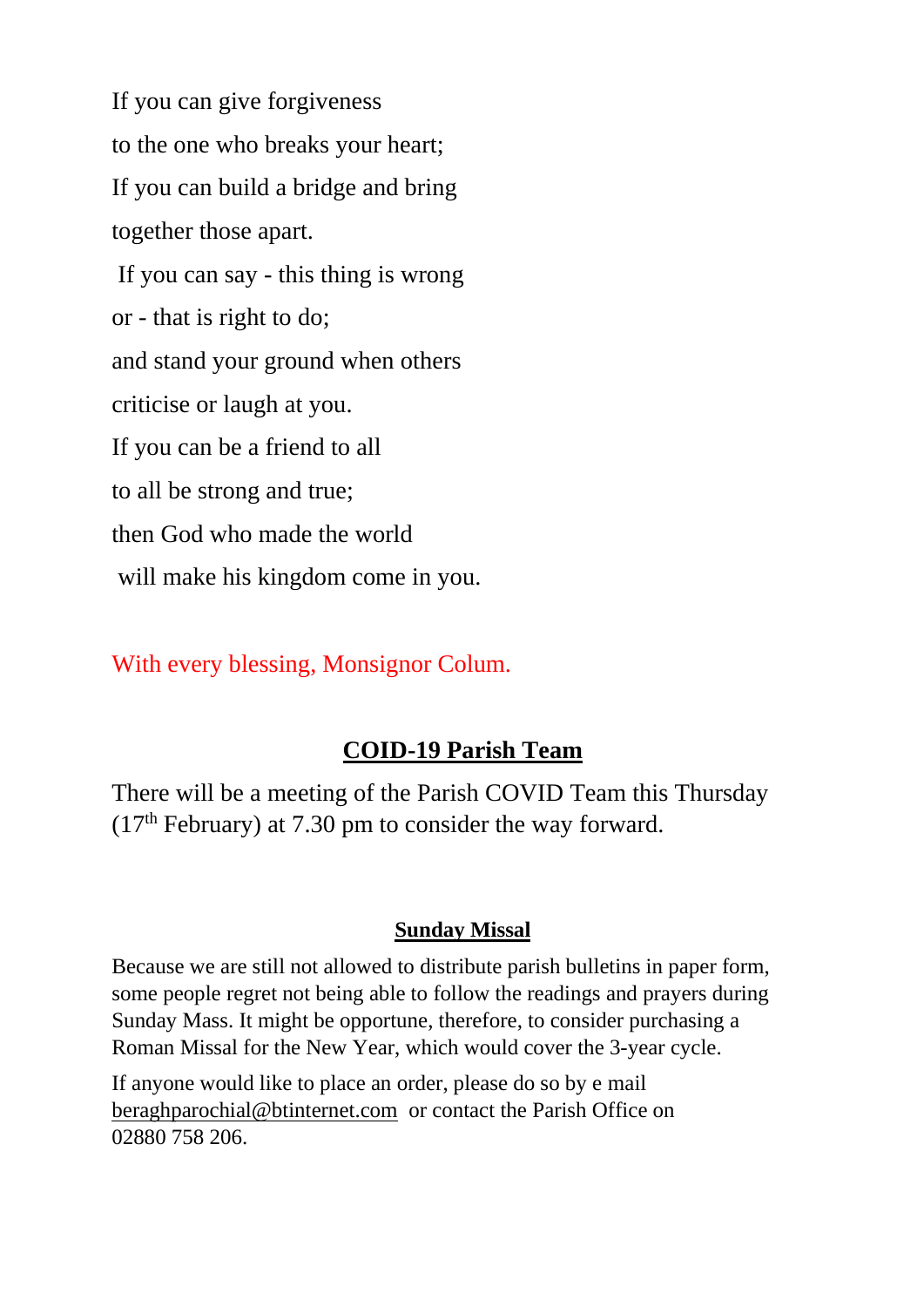If you can give forgiveness

to the one who breaks your heart;

If you can build a bridge and bring

together those apart.

If you can say - this thing is wrong

or - that is right to do;

and stand your ground when others

criticise or laugh at you.

If you can be a friend to all

to all be strong and true;

then God who made the world

will make his kingdom come in you.

With every blessing, Monsignor Colum.

## COID-19 Parish Team

There will be a meeting of the Parish COVID Team this Thursday (17th February) at 7.30 pm to consider the way forward.

### Sunday Missal

Because we are still not allowed to distribute parish bulletins in paper form, some people regret not being able to follow the readings and prayers during Sunday Mass. It might be opportune, therefore, to consider purchasing a Roman Missal for the New Year, which would cover the 3-year cycle.

If anyone would like to place an order, please do so by e mail beraghparochial@btinternet.com or contact the Parish Office on 02880 758 206.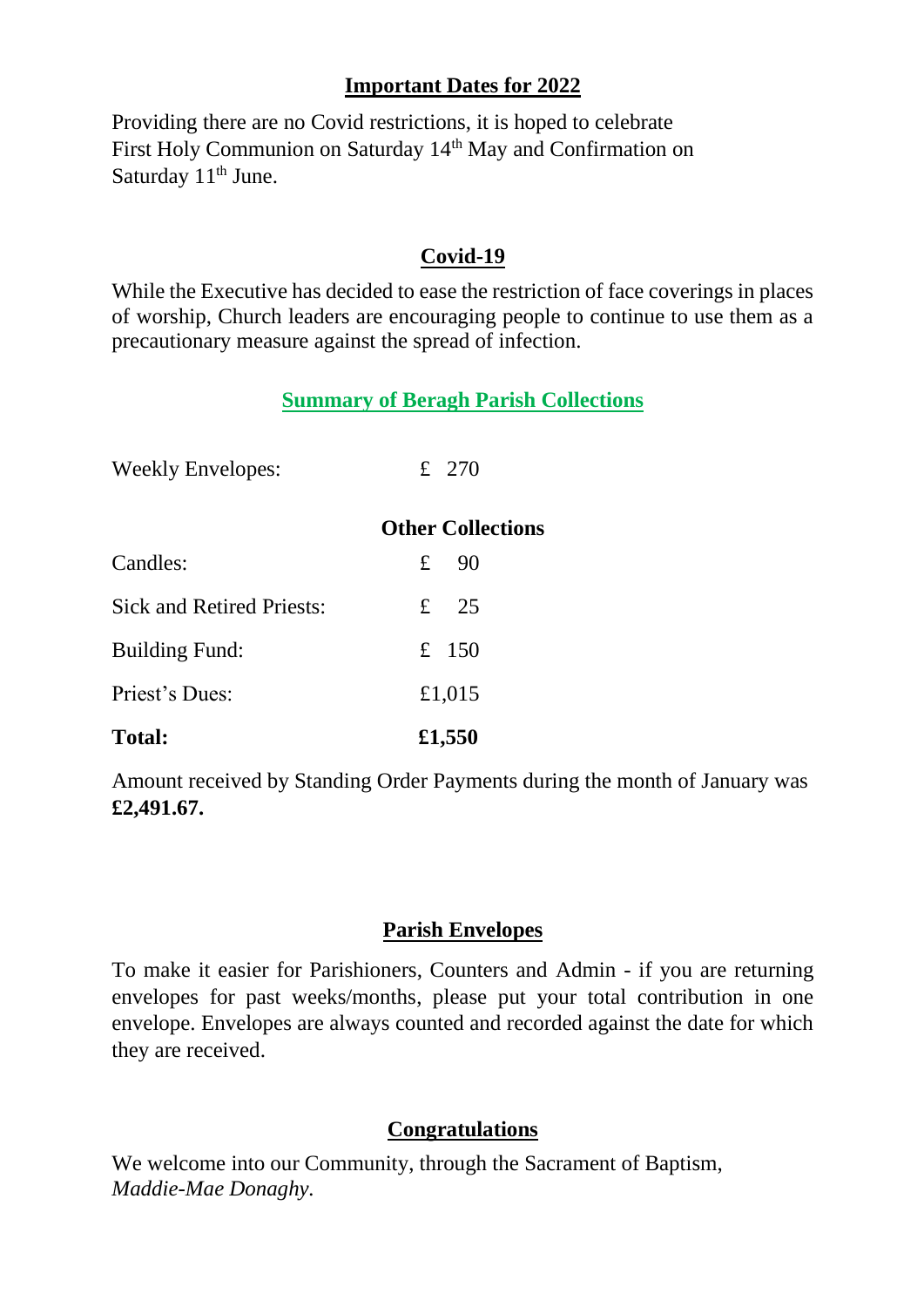## Important Dates for 2022

Providing there are no Covid restrictions, it is hoped to celebrate First Holy Communion on Saturday 14th May and Confirmation on Saturday 11th June.

## Covid-19

While the Executive has decided to ease the restriction of face coverings in places of worship, Church leaders are encouraging people to continue to use them as a precautionary measure against the spread of infection.

## Summary of Beragh Parish Collections

| | |
|---|---|
| Weekly Envelopes: | £ 270 |
| **Other Collections** | |
| Candles: | £ 90 |
| Sick and Retired Priests: | £ 25 |
| Building Fund: | £ 150 |
| Priest's Dues: | £1,015 |
| **Total:** | **£1,550** |

Amount received by Standing Order Payments during the month of January was **£2,491.67.**

## Parish Envelopes

To make it easier for Parishioners, Counters and Admin - if you are returning envelopes for past weeks/months, please put your total contribution in one envelope. Envelopes are always counted and recorded against the date for which they are received.

## Congratulations

We welcome into our Community, through the Sacrament of Baptism, *Maddie-Mae Donaghy.*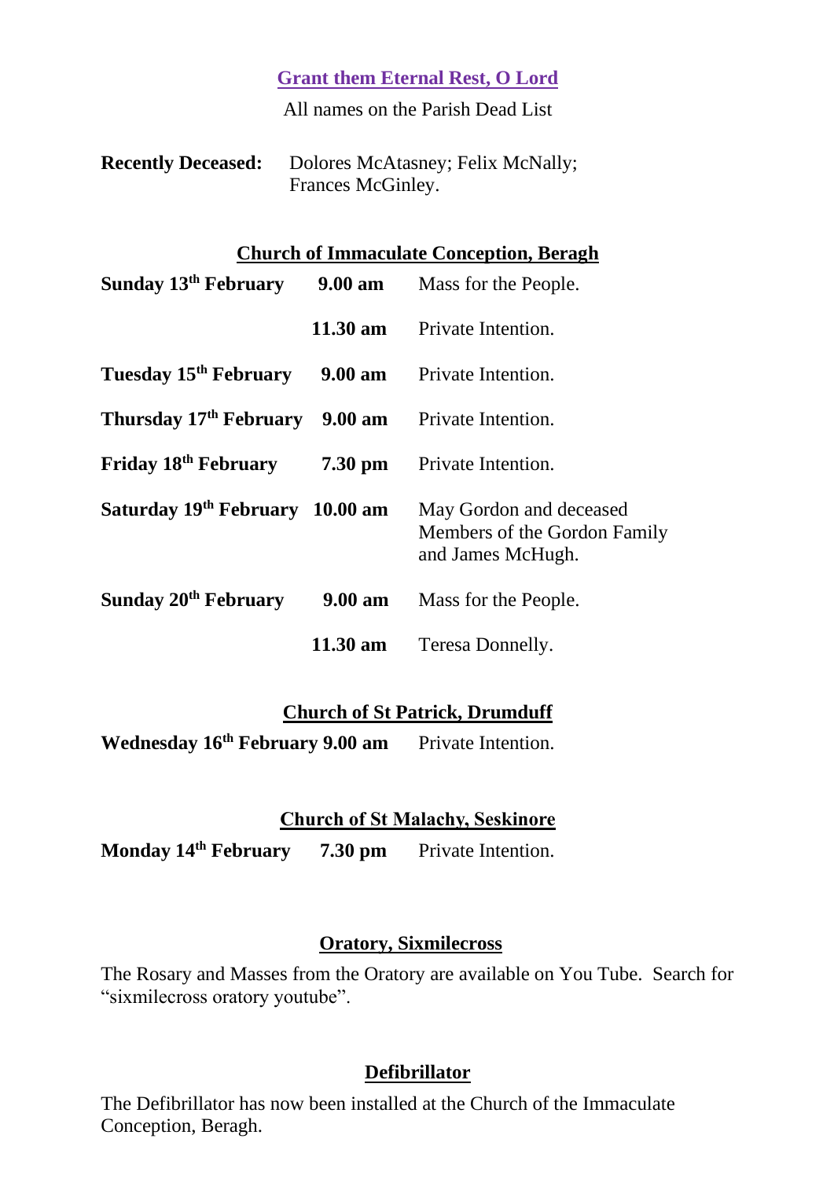## Grant them Eternal Rest, O Lord

All names on the Parish Dead List

**Recently Deceased:** Dolores McAtasney; Felix McNally; Frances McGinley.

## Church of Immaculate Conception, Beragh

| | | |
|---|---|---|
| **Sunday 13th February** | **9.00 am** | Mass for the People. |
| | **11.30 am** | Private Intention. |
| **Tuesday 15th February** | **9.00 am** | Private Intention. |
| **Thursday 17th February** | **9.00 am** | Private Intention. |
| **Friday 18th February** | **7.30 pm** | Private Intention. |
| **Saturday 19th February** | **10.00 am** | May Gordon and deceased Members of the Gordon Family and James McHugh. |
| **Sunday 20th February** | **9.00 am** | Mass for the People. |
| | **11.30 am** | Teresa Donnelly. |

## Church of St Patrick, Drumduff

| | | |
|---|---|---|
| **Wednesday 16th February** | **9.00 am** | Private Intention. |

## Church of St Malachy, Seskinore

| | | |
|---|---|---|
| **Monday 14th February** | **7.30 pm** | Private Intention. |

## Oratory, Sixmilecross

The Rosary and Masses from the Oratory are available on You Tube. Search for "sixmilecross oratory youtube".

## Defibrillator

The Defibrillator has now been installed at the Church of the Immaculate Conception, Beragh.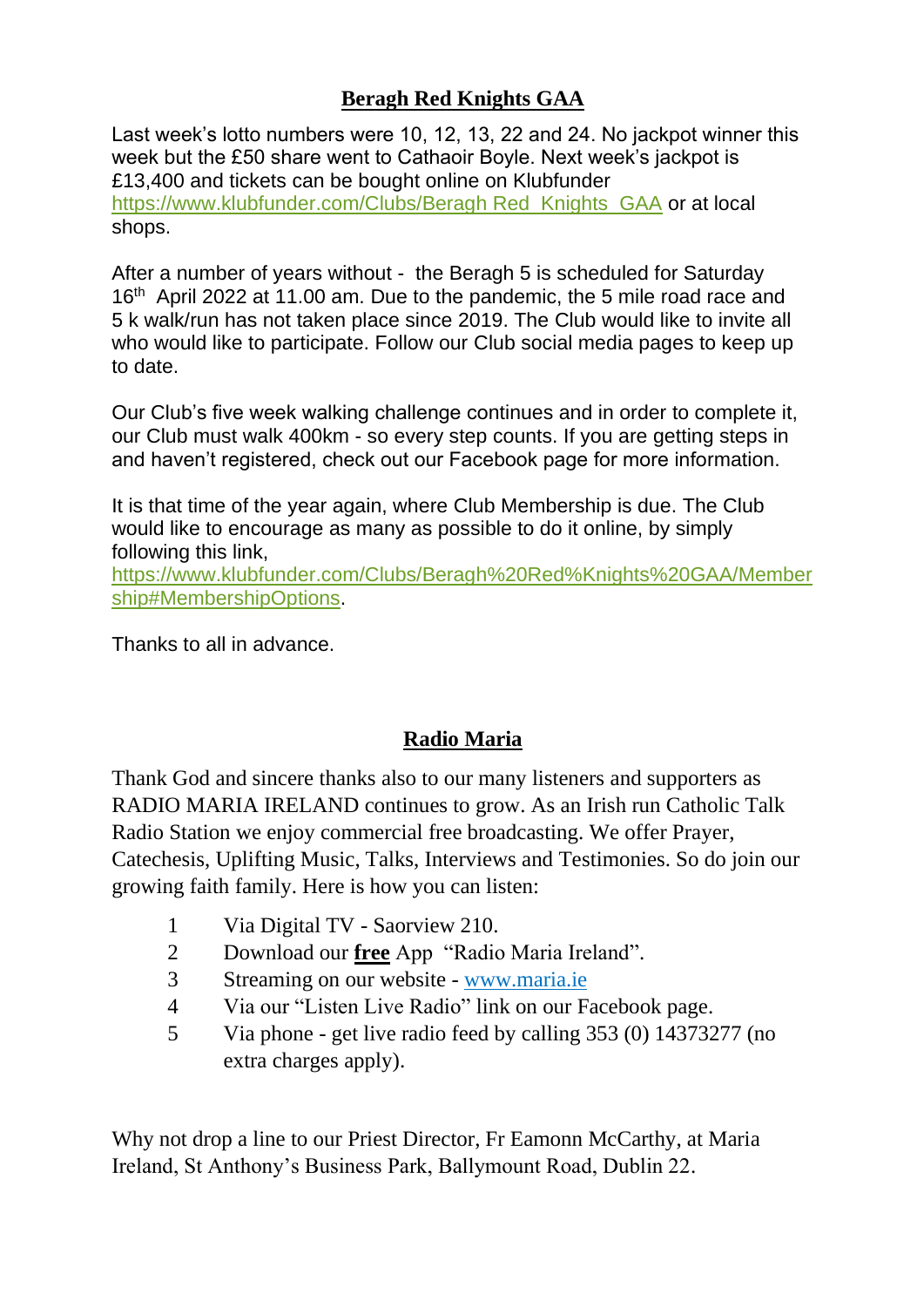## **Beragh Red Knights GAA**

Last week's lotto numbers were 10, 12, 13, 22 and 24. No jackpot winner this week but the £50 share went to Cathaoir Boyle. Next week's jackpot is £13,400 and tickets can be bought online on Klubfunder https://www.klubfunder.com/Clubs/Beragh Red_Knights_GAA or at local shops.

After a number of years without - the Beragh 5 is scheduled for Saturday 16th April 2022 at 11.00 am. Due to the pandemic, the 5 mile road race and 5 k walk/run has not taken place since 2019. The Club would like to invite all who would like to participate. Follow our Club social media pages to keep up to date.

Our Club's five week walking challenge continues and in order to complete it, our Club must walk 400km - so every step counts. If you are getting steps in and haven't registered, check out our Facebook page for more information.

It is that time of the year again, where Club Membership is due. The Club would like to encourage as many as possible to do it online, by simply following this link, https://www.klubfunder.com/Clubs/Beragh%20Red%Knights%20GAA/Membership#MembershipOptions.

Thanks to all in advance.

## **Radio Maria**

Thank God and sincere thanks also to our many listeners and supporters as RADIO MARIA IRELAND continues to grow. As an Irish run Catholic Talk Radio Station we enjoy commercial free broadcasting. We offer Prayer, Catechesis, Uplifting Music, Talks, Interviews and Testimonies. So do join our growing faith family. Here is how you can listen:

1. Via Digital TV - Saorview 210.
2. Download our **free** App "Radio Maria Ireland".
3. Streaming on our website - www.maria.ie
4. Via our "Listen Live Radio" link on our Facebook page.
5. Via phone - get live radio feed by calling 353 (0) 14373277 (no extra charges apply).

Why not drop a line to our Priest Director, Fr Eamonn McCarthy, at Maria Ireland, St Anthony's Business Park, Ballymount Road, Dublin 22.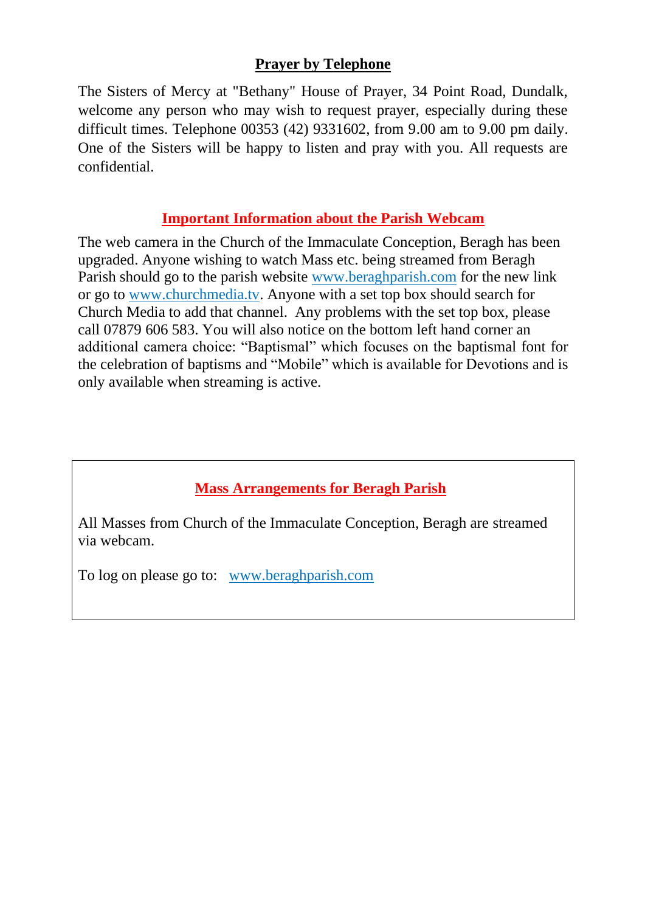## Prayer by Telephone

The Sisters of Mercy at "Bethany" House of Prayer, 34 Point Road, Dundalk, welcome any person who may wish to request prayer, especially during these difficult times. Telephone 00353 (42) 9331602, from 9.00 am to 9.00 pm daily. One of the Sisters will be happy to listen and pray with you. All requests are confidential.

## Important Information about the Parish Webcam

The web camera in the Church of the Immaculate Conception, Beragh has been upgraded. Anyone wishing to watch Mass etc. being streamed from Beragh Parish should go to the parish website www.beraghparish.com for the new link or go to www.churchmedia.tv. Anyone with a set top box should search for Church Media to add that channel. Any problems with the set top box, please call 07879 606 583. You will also notice on the bottom left hand corner an additional camera choice: "Baptismal" which focuses on the baptismal font for the celebration of baptisms and "Mobile" which is available for Devotions and is only available when streaming is active.

## Mass Arrangements for Beragh Parish

All Masses from Church of the Immaculate Conception, Beragh are streamed via webcam.

To log on please go to: www.beraghparish.com